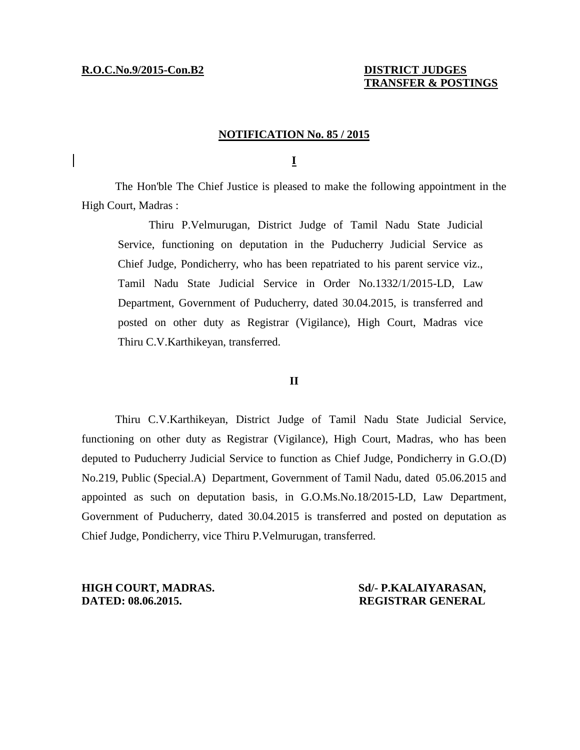**R.O.C.No.9/2015-Con.B2**

**DISTRICT JUDGES**
**TRANSFER & POSTINGS**

## NOTIFICATION No. 85 / 2015

### I

The Hon'ble The Chief Justice is pleased to make the following appointment in the High Court, Madras :

> Thiru P.Velmurugan, District Judge of Tamil Nadu State Judicial Service, functioning on deputation in the Puducherry Judicial Service as Chief Judge, Pondicherry, who has been repatriated to his parent service viz., Tamil Nadu State Judicial Service in Order No.1332/1/2015-LD, Law Department, Government of Puducherry, dated 30.04.2015, is transferred and posted on other duty as Registrar (Vigilance), High Court, Madras vice Thiru C.V.Karthikeyan, transferred.

### II

Thiru C.V.Karthikeyan, District Judge of Tamil Nadu State Judicial Service, functioning on other duty as Registrar (Vigilance), High Court, Madras, who has been deputed to Puducherry Judicial Service to function as Chief Judge, Pondicherry in G.O.(D) No.219, Public (Special.A) Department, Government of Tamil Nadu, dated 05.06.2015 and appointed as such on deputation basis, in G.O.Ms.No.18/2015-LD, Law Department, Government of Puducherry, dated 30.04.2015 is transferred and posted on deputation as Chief Judge, Pondicherry, vice Thiru P.Velmurugan, transferred.

**HIGH COURT, MADRAS.**
**DATED: 08.06.2015.**

**Sd/- P.KALAIYARASAN,**
**REGISTRAR GENERAL**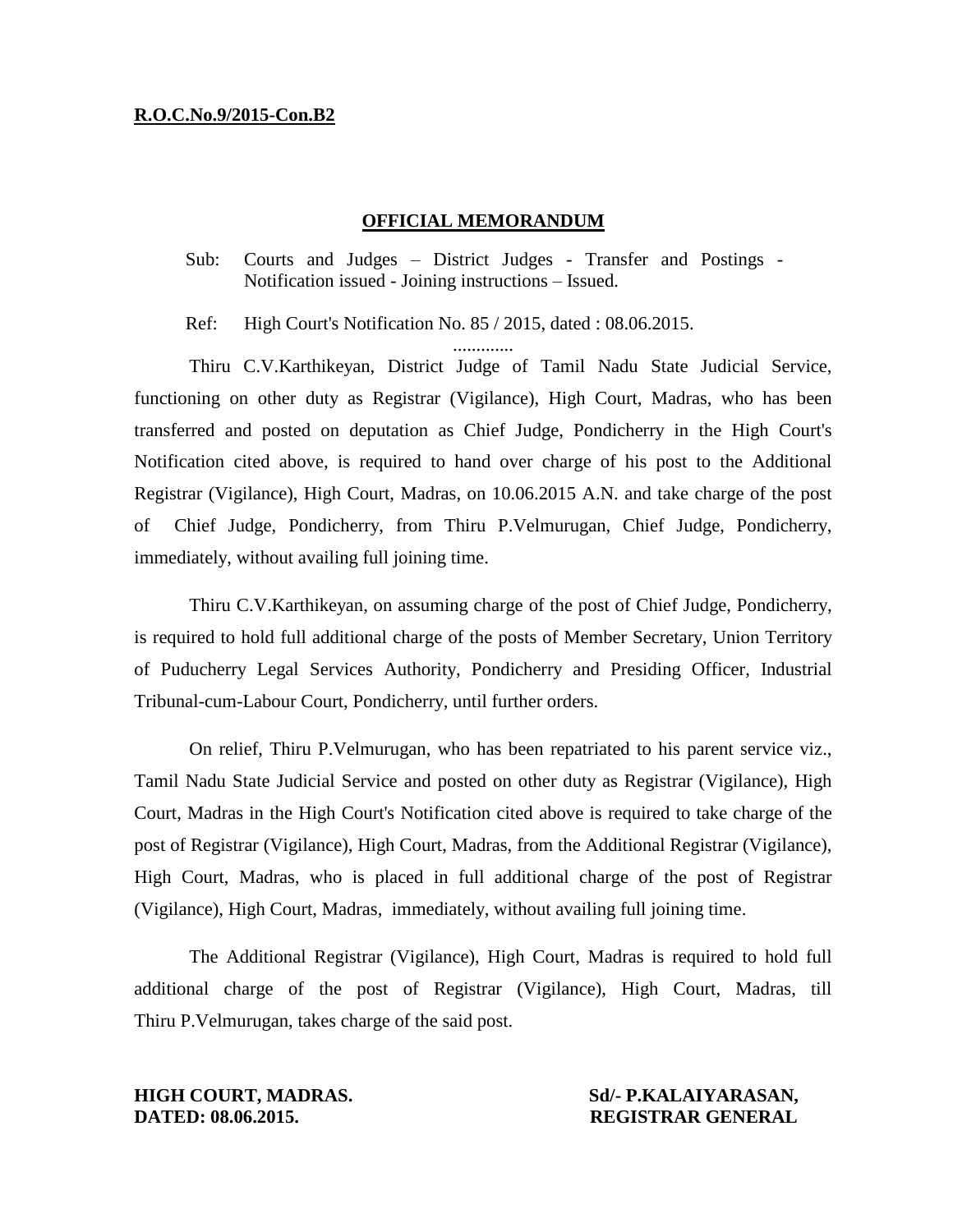**R.O.C.No.9/2015-Con.B2**

## OFFICIAL MEMORANDUM

Sub: Courts and Judges – District Judges - Transfer and Postings - Notification issued - Joining instructions – Issued.

Ref: High Court's Notification No. 85 / 2015, dated : 08.06.2015.

.............

Thiru C.V.Karthikeyan, District Judge of Tamil Nadu State Judicial Service, functioning on other duty as Registrar (Vigilance), High Court, Madras, who has been transferred and posted on deputation as Chief Judge, Pondicherry in the High Court's Notification cited above, is required to hand over charge of his post to the Additional Registrar (Vigilance), High Court, Madras, on 10.06.2015 A.N. and take charge of the post of Chief Judge, Pondicherry, from Thiru P.Velmurugan, Chief Judge, Pondicherry, immediately, without availing full joining time.

Thiru C.V.Karthikeyan, on assuming charge of the post of Chief Judge, Pondicherry, is required to hold full additional charge of the posts of Member Secretary, Union Territory of Puducherry Legal Services Authority, Pondicherry and Presiding Officer, Industrial Tribunal-cum-Labour Court, Pondicherry, until further orders.

On relief, Thiru P.Velmurugan, who has been repatriated to his parent service viz., Tamil Nadu State Judicial Service and posted on other duty as Registrar (Vigilance), High Court, Madras in the High Court's Notification cited above is required to take charge of the post of Registrar (Vigilance), High Court, Madras, from the Additional Registrar (Vigilance), High Court, Madras, who is placed in full additional charge of the post of Registrar (Vigilance), High Court, Madras, immediately, without availing full joining time.

The Additional Registrar (Vigilance), High Court, Madras is required to hold full additional charge of the post of Registrar (Vigilance), High Court, Madras, till Thiru P.Velmurugan, takes charge of the said post.

**HIGH COURT, MADRAS.**
**DATED: 08.06.2015.**

**Sd/- P.KALAIYARASAN,**
**REGISTRAR GENERAL**